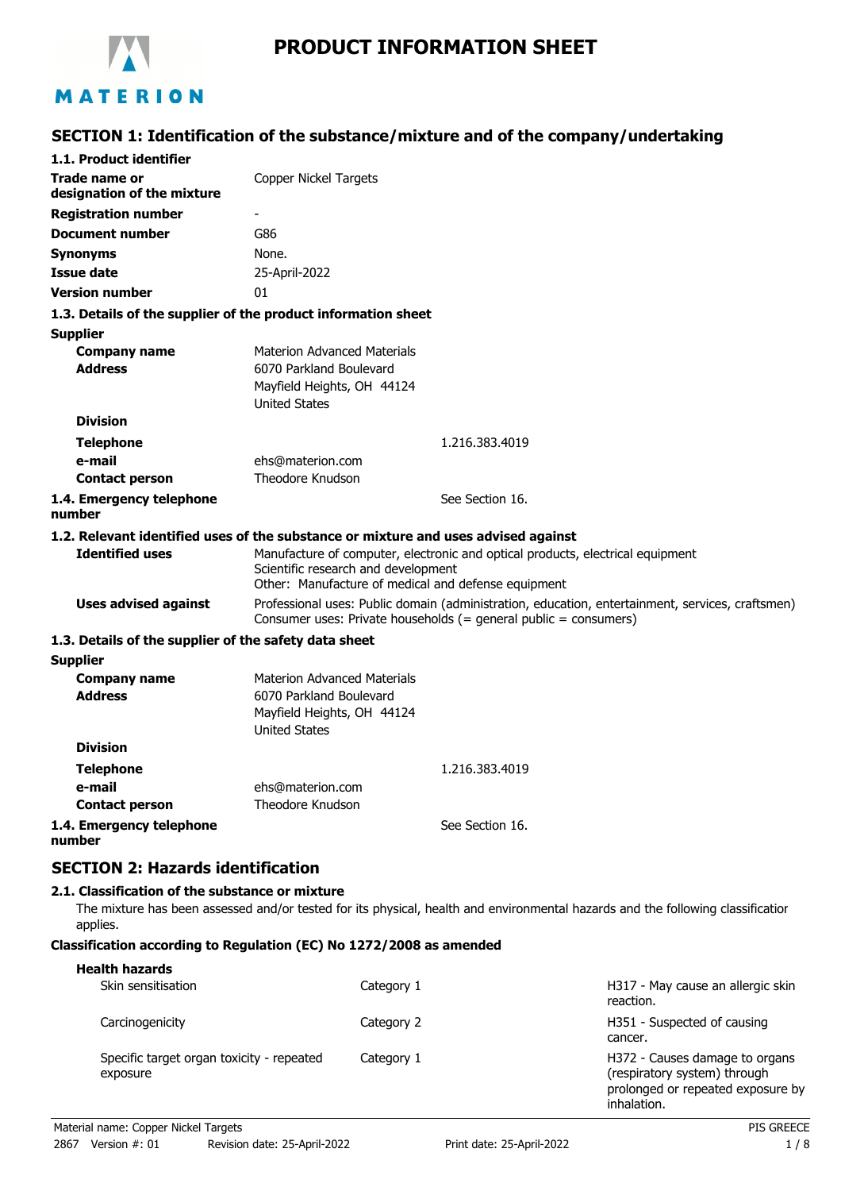MATERION

# PRODUCT INFORMATION SHEET

## SECTION 1: Identification of the substance/mixture and of the company/undertaking

### 1.1. Product identifier

| | |
|---|---|
| **Trade name or designation of the mixture** | Copper Nickel Targets |
| **Registration number** | - |
| **Document number** | G86 |
| **Synonyms** | None. |
| **Issue date** | 25-April-2022 |
| **Version number** | 01 |

### 1.3. Details of the supplier of the product information sheet

**Supplier**

| | |
|---|---|
| **Company name** | Materion Advanced Materials |
| **Address** | 6070 Parkland Boulevard<br>Mayfield Heights, OH 44124<br>United States |
| **Division** | |
| **Telephone** | 1.216.383.4019 |
| **e-mail** | ehs@materion.com |
| **Contact person** | Theodore Knudson |

**1.4. Emergency telephone number** See Section 16.

### 1.2. Relevant identified uses of the substance or mixture and uses advised against

**Identified uses**
Manufacture of computer, electronic and optical products, electrical equipment
Scientific research and development
Other: Manufacture of medical and defense equipment

**Uses advised against**
Professional uses: Public domain (administration, education, entertainment, services, craftsmen)
Consumer uses: Private households (= general public = consumers)

### 1.3. Details of the supplier of the safety data sheet

**Supplier**

| | |
|---|---|
| **Company name** | Materion Advanced Materials |
| **Address** | 6070 Parkland Boulevard<br>Mayfield Heights, OH 44124<br>United States |
| **Division** | |
| **Telephone** | 1.216.383.4019 |
| **e-mail** | ehs@materion.com |
| **Contact person** | Theodore Knudson |

**1.4. Emergency telephone number** See Section 16.

## SECTION 2: Hazards identification

### 2.1. Classification of the substance or mixture

The mixture has been assessed and/or tested for its physical, health and environmental hazards and the following classificatior applies.

**Classification according to Regulation (EC) No 1272/2008 as amended**

**Health hazards**

| | | |
|---|---|---|
| Skin sensitisation | Category 1 | H317 - May cause an allergic skin reaction. |
| Carcinogenicity | Category 2 | H351 - Suspected of causing cancer. |
| Specific target organ toxicity - repeated exposure | Category 1 | H372 - Causes damage to organs (respiratory system) through prolonged or repeated exposure by inhalation. |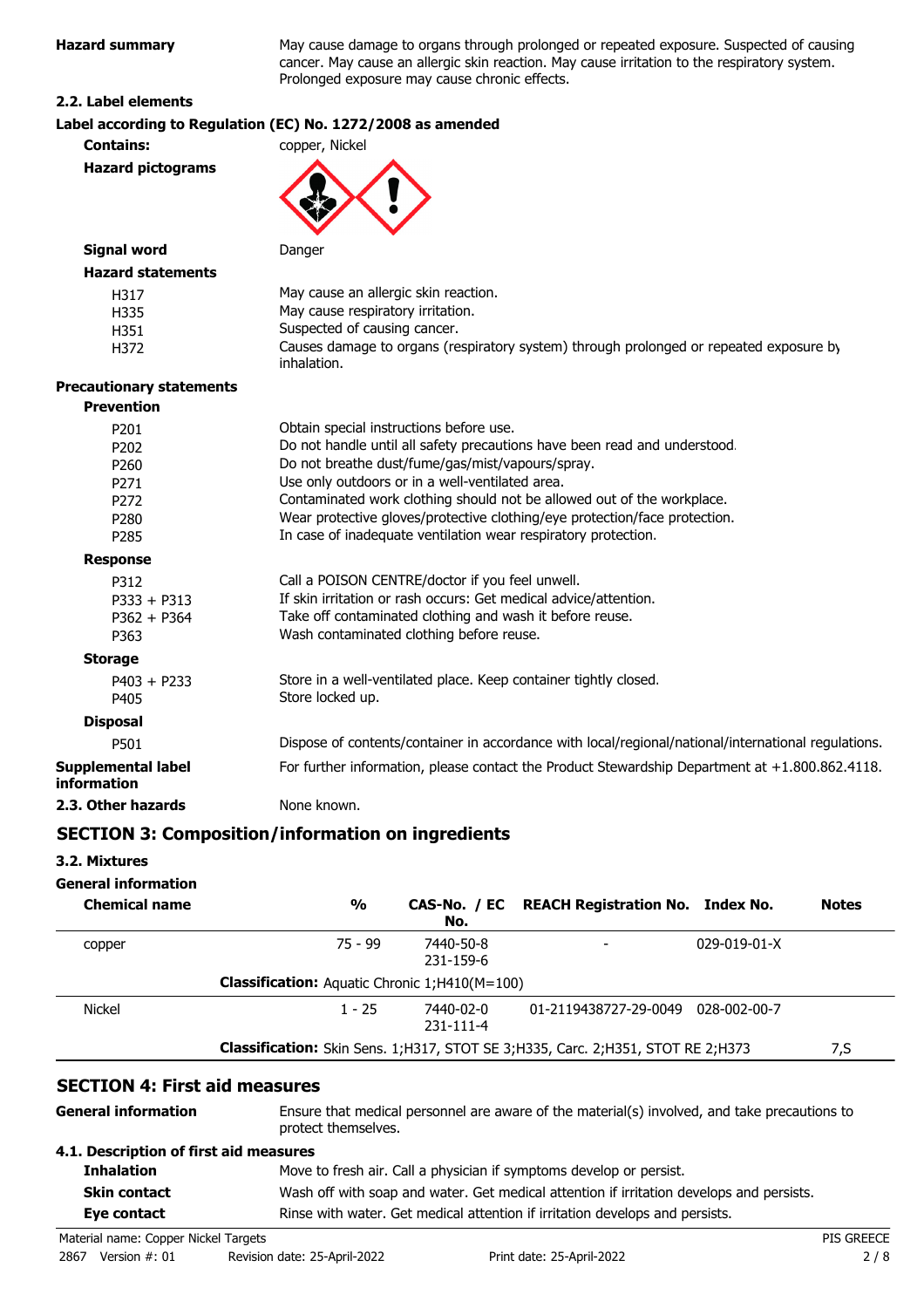**Hazard summary** May cause damage to organs through prolonged or repeated exposure. Suspected of causing cancer. May cause an allergic skin reaction. May cause irritation to the respiratory system. Prolonged exposure may cause chronic effects.

### 2.2. Label elements

**Label according to Regulation (EC) No. 1272/2008 as amended**

**Contains:** copper, Nickel

**Hazard pictograms**

**Signal word** Danger

**Hazard statements**

| | |
|---|---|
| H317 | May cause an allergic skin reaction. |
| H335 | May cause respiratory irritation. |
| H351 | Suspected of causing cancer. |
| H372 | Causes damage to organs (respiratory system) through prolonged or repeated exposure by inhalation. |

**Precautionary statements**

**Prevention**

| | |
|---|---|
| P201 | Obtain special instructions before use. |
| P202 | Do not handle until all safety precautions have been read and understood. |
| P260 | Do not breathe dust/fume/gas/mist/vapours/spray. |
| P271 | Use only outdoors or in a well-ventilated area. |
| P272 | Contaminated work clothing should not be allowed out of the workplace. |
| P280 | Wear protective gloves/protective clothing/eye protection/face protection. |
| P285 | In case of inadequate ventilation wear respiratory protection. |

**Response**

| | |
|---|---|
| P312 | Call a POISON CENTRE/doctor if you feel unwell. |
| P333 + P313 | If skin irritation or rash occurs: Get medical advice/attention. |
| P362 + P364 | Take off contaminated clothing and wash it before reuse. |
| P363 | Wash contaminated clothing before reuse. |

**Storage**

| | |
|---|---|
| P403 + P233 | Store in a well-ventilated place. Keep container tightly closed. |
| P405 | Store locked up. |

**Disposal**

| | |
|---|---|
| P501 | Dispose of contents/container in accordance with local/regional/national/international regulations. |

**Supplemental label information** For further information, please contact the Product Stewardship Department at +1.800.862.4118.

**2.3. Other hazards** None known.

## SECTION 3: Composition/information on ingredients

### 3.2. Mixtures

**General information**

| Chemical name | % | CAS-No. / EC No. | REACH Registration No. | Index No. | Notes |
|---|---|---|---|---|---|
| copper | 75 - 99 | 7440-50-8<br>231-159-6 | - | 029-019-01-X | |
| | **Classification:** Aquatic Chronic 1;H410(M=100) | | | | |
| Nickel | 1 - 25 | 7440-02-0<br>231-111-4 | 01-2119438727-29-0049 | 028-002-00-7 | |
| | **Classification:** Skin Sens. 1;H317, STOT SE 3;H335, Carc. 2;H351, STOT RE 2;H373 | | | | 7,S |

## SECTION 4: First aid measures

**General information** Ensure that medical personnel are aware of the material(s) involved, and take precautions to protect themselves.

### 4.1. Description of first aid measures

**Inhalation** Move to fresh air. Call a physician if symptoms develop or persist.

**Skin contact** Wash off with soap and water. Get medical attention if irritation develops and persists.

**Eye contact** Rinse with water. Get medical attention if irritation develops and persists.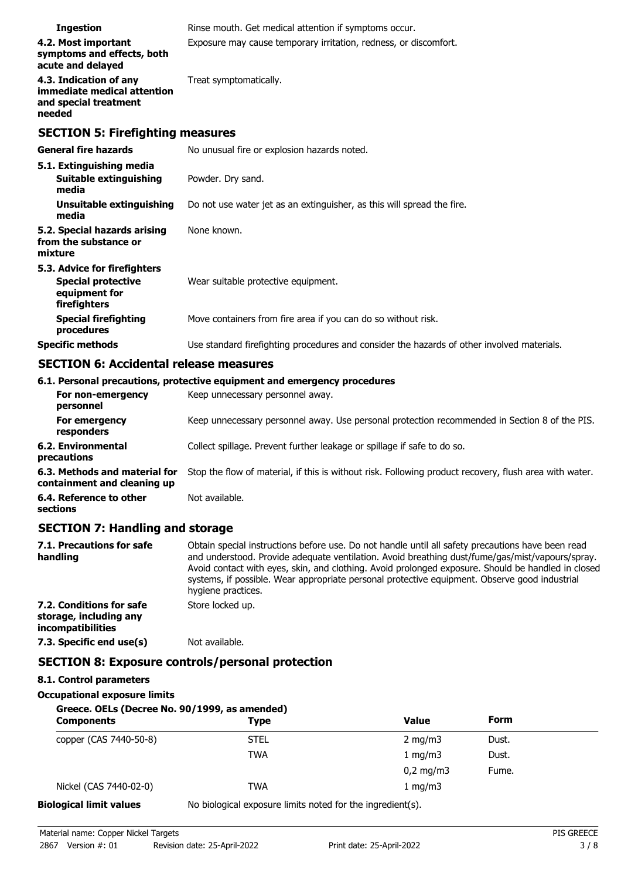| | |
|---|---|
| **Ingestion** | Rinse mouth. Get medical attention if symptoms occur. |
| **4.2. Most important symptoms and effects, both acute and delayed** | Exposure may cause temporary irritation, redness, or discomfort. |
| **4.3. Indication of any immediate medical attention and special treatment needed** | Treat symptomatically. |

## SECTION 5: Firefighting measures

| | |
|---|---|
| **General fire hazards** | No unusual fire or explosion hazards noted. |
| **5.1. Extinguishing media** | |
| **Suitable extinguishing media** | Powder. Dry sand. |
| **Unsuitable extinguishing media** | Do not use water jet as an extinguisher, as this will spread the fire. |
| **5.2. Special hazards arising from the substance or mixture** | None known. |
| **5.3. Advice for firefighters** | |
| **Special protective equipment for firefighters** | Wear suitable protective equipment. |
| **Special firefighting procedures** | Move containers from fire area if you can do so without risk. |
| **Specific methods** | Use standard firefighting procedures and consider the hazards of other involved materials. |

## SECTION 6: Accidental release measures

**6.1. Personal precautions, protective equipment and emergency procedures**

| | |
|---|---|
| **For non-emergency personnel** | Keep unnecessary personnel away. |
| **For emergency responders** | Keep unnecessary personnel away. Use personal protection recommended in Section 8 of the PIS. |
| **6.2. Environmental precautions** | Collect spillage. Prevent further leakage or spillage if safe to do so. |
| **6.3. Methods and material for containment and cleaning up** | Stop the flow of material, if this is without risk. Following product recovery, flush area with water. |
| **6.4. Reference to other sections** | Not available. |

## SECTION 7: Handling and storage

| | |
|---|---|
| **7.1. Precautions for safe handling** | Obtain special instructions before use. Do not handle until all safety precautions have been read and understood. Provide adequate ventilation. Avoid breathing dust/fume/gas/mist/vapours/spray. Avoid contact with eyes, skin, and clothing. Avoid prolonged exposure. Should be handled in closed systems, if possible. Wear appropriate personal protective equipment. Observe good industrial hygiene practices. |
| **7.2. Conditions for safe storage, including any incompatibilities** | Store locked up. |
| **7.3. Specific end use(s)** | Not available. |

## SECTION 8: Exposure controls/personal protection

**8.1. Control parameters**

**Occupational exposure limits**

**Greece. OELs (Decree No. 90/1999, as amended)**

| Components | Type | Value | Form |
|---|---|---|---|
| copper (CAS 7440-50-8) | STEL | 2 mg/m3 | Dust. |
| | TWA | 1 mg/m3 | Dust. |
| | | 0,2 mg/m3 | Fume. |
| Nickel (CAS 7440-02-0) | TWA | 1 mg/m3 | |

| | |
|---|---|
| **Biological limit values** | No biological exposure limits noted for the ingredient(s). |

Material name: Copper Nickel Targets
2867 Version #: 01 Revision date: 25-April-2022 Print date: 25-April-2022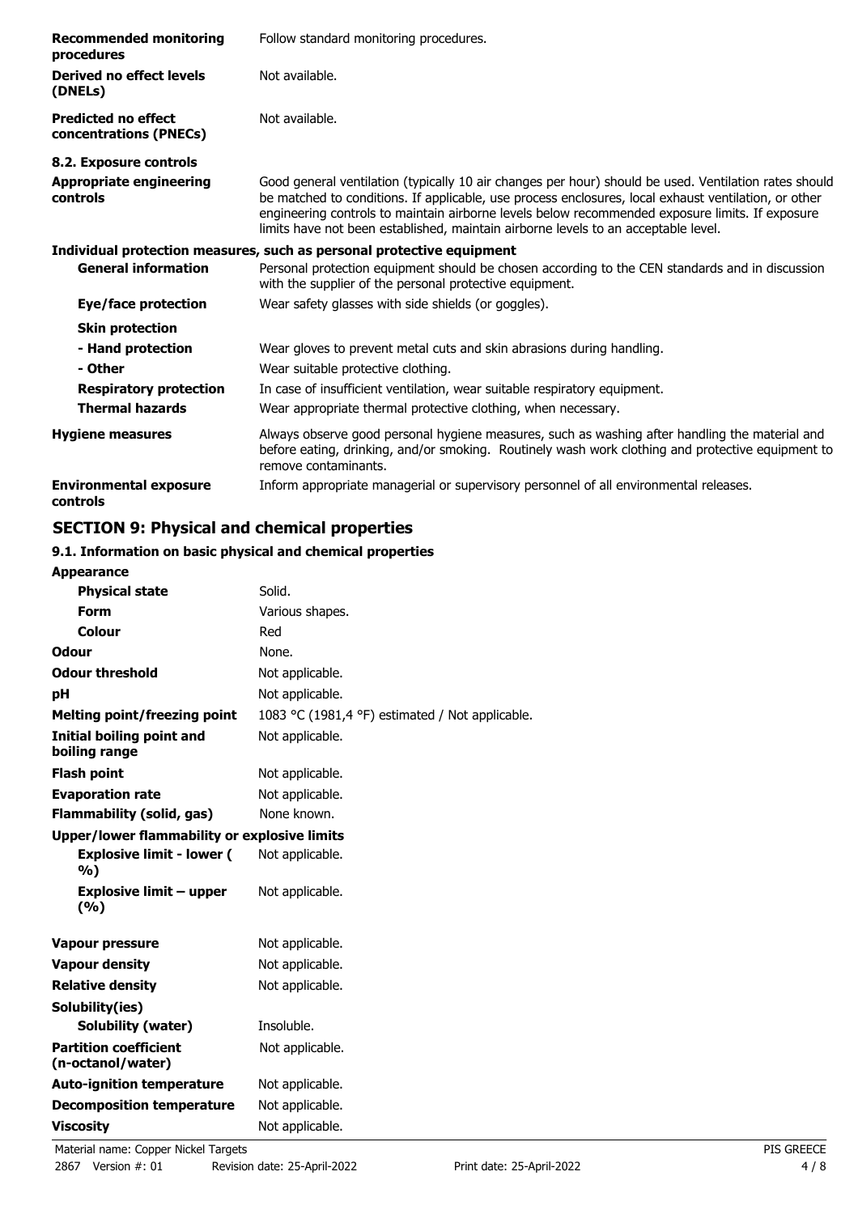| | |
|---|---|
| **Recommended monitoring procedures** | Follow standard monitoring procedures. |
| **Derived no effect levels (DNELs)** | Not available. |
| **Predicted no effect concentrations (PNECs)** | Not available. |

### 8.2. Exposure controls

| | |
|---|---|
| **Appropriate engineering controls** | Good general ventilation (typically 10 air changes per hour) should be used. Ventilation rates should be matched to conditions. If applicable, use process enclosures, local exhaust ventilation, or other engineering controls to maintain airborne levels below recommended exposure limits. If exposure limits have not been established, maintain airborne levels to an acceptable level. |

**Individual protection measures, such as personal protective equipment**

| | |
|---|---|
| **General information** | Personal protection equipment should be chosen according to the CEN standards and in discussion with the supplier of the personal protective equipment. |
| **Eye/face protection** | Wear safety glasses with side shields (or goggles). |
| **Skin protection** | |
| **- Hand protection** | Wear gloves to prevent metal cuts and skin abrasions during handling. |
| **- Other** | Wear suitable protective clothing. |
| **Respiratory protection** | In case of insufficient ventilation, wear suitable respiratory equipment. |
| **Thermal hazards** | Wear appropriate thermal protective clothing, when necessary. |
| **Hygiene measures** | Always observe good personal hygiene measures, such as washing after handling the material and before eating, drinking, and/or smoking. Routinely wash work clothing and protective equipment to remove contaminants. |
| **Environmental exposure controls** | Inform appropriate managerial or supervisory personnel of all environmental releases. |

## SECTION 9: Physical and chemical properties

### 9.1. Information on basic physical and chemical properties

| | |
|---|---|
| **Appearance** | |
| **Physical state** | Solid. |
| **Form** | Various shapes. |
| **Colour** | Red |
| **Odour** | None. |
| **Odour threshold** | Not applicable. |
| **pH** | Not applicable. |
| **Melting point/freezing point** | 1083 °C (1981,4 °F) estimated / Not applicable. |
| **Initial boiling point and boiling range** | Not applicable. |
| **Flash point** | Not applicable. |
| **Evaporation rate** | Not applicable. |
| **Flammability (solid, gas)** | None known. |
| **Upper/lower flammability or explosive limits** | |
| **Explosive limit - lower (%)** | Not applicable. |
| **Explosive limit – upper (%)** | Not applicable. |
| **Vapour pressure** | Not applicable. |
| **Vapour density** | Not applicable. |
| **Relative density** | Not applicable. |
| **Solubility(ies)** | |
| **Solubility (water)** | Insoluble. |
| **Partition coefficient (n-octanol/water)** | Not applicable. |
| **Auto-ignition temperature** | Not applicable. |
| **Decomposition temperature** | Not applicable. |
| **Viscosity** | Not applicable. |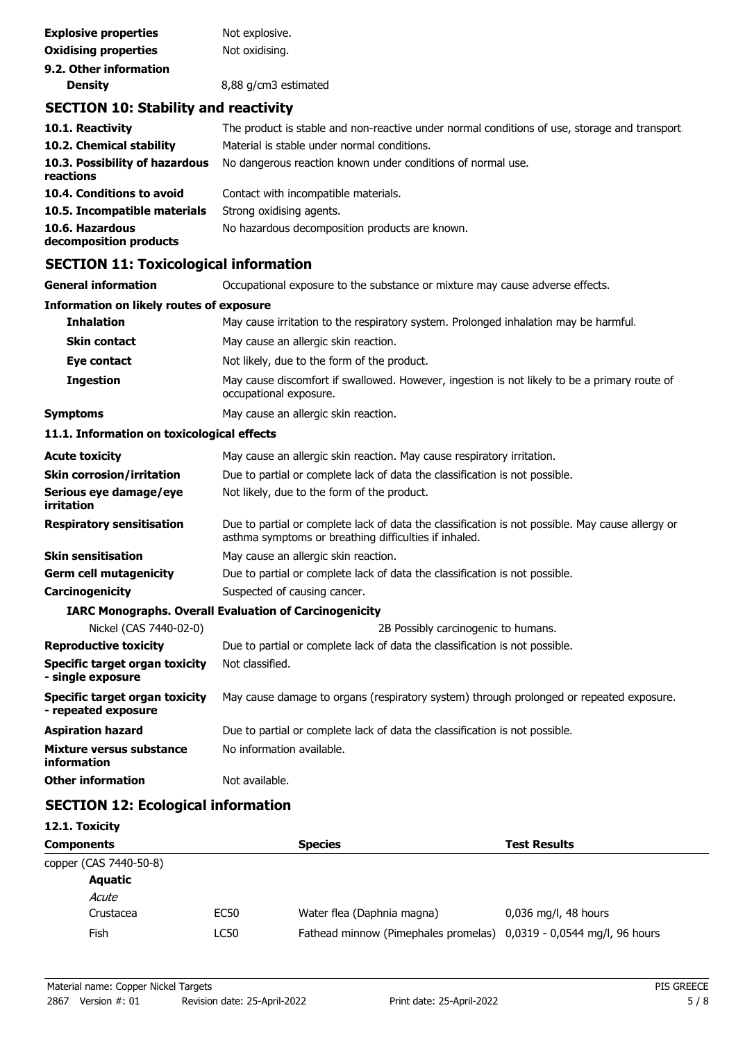| | |
|---|---|
| **Explosive properties** | Not explosive. |
| **Oxidising properties** | Not oxidising. |

**9.2. Other information**

| | |
|---|---|
| **Density** | 8,88 g/cm3 estimated |

## SECTION 10: Stability and reactivity

| | |
|---|---|
| **10.1. Reactivity** | The product is stable and non-reactive under normal conditions of use, storage and transport. |
| **10.2. Chemical stability** | Material is stable under normal conditions. |
| **10.3. Possibility of hazardous reactions** | No dangerous reaction known under conditions of normal use. |
| **10.4. Conditions to avoid** | Contact with incompatible materials. |
| **10.5. Incompatible materials** | Strong oxidising agents. |
| **10.6. Hazardous decomposition products** | No hazardous decomposition products are known. |

## SECTION 11: Toxicological information

| | |
|---|---|
| **General information** | Occupational exposure to the substance or mixture may cause adverse effects. |

**Information on likely routes of exposure**

| | |
|---|---|
| **Inhalation** | May cause irritation to the respiratory system. Prolonged inhalation may be harmful. |
| **Skin contact** | May cause an allergic skin reaction. |
| **Eye contact** | Not likely, due to the form of the product. |
| **Ingestion** | May cause discomfort if swallowed. However, ingestion is not likely to be a primary route of occupational exposure. |
| **Symptoms** | May cause an allergic skin reaction. |

**11.1. Information on toxicological effects**

| | |
|---|---|
| **Acute toxicity** | May cause an allergic skin reaction. May cause respiratory irritation. |
| **Skin corrosion/irritation** | Due to partial or complete lack of data the classification is not possible. |
| **Serious eye damage/eye irritation** | Not likely, due to the form of the product. |
| **Respiratory sensitisation** | Due to partial or complete lack of data the classification is not possible. May cause allergy or asthma symptoms or breathing difficulties if inhaled. |
| **Skin sensitisation** | May cause an allergic skin reaction. |
| **Germ cell mutagenicity** | Due to partial or complete lack of data the classification is not possible. |
| **Carcinogenicity** | Suspected of causing cancer. |

**IARC Monographs. Overall Evaluation of Carcinogenicity**

| | |
|---|---|
| Nickel (CAS 7440-02-0) | 2B Possibly carcinogenic to humans. |
| **Reproductive toxicity** | Due to partial or complete lack of data the classification is not possible. |
| **Specific target organ toxicity - single exposure** | Not classified. |
| **Specific target organ toxicity - repeated exposure** | May cause damage to organs (respiratory system) through prolonged or repeated exposure. |
| **Aspiration hazard** | Due to partial or complete lack of data the classification is not possible. |
| **Mixture versus substance information** | No information available. |
| **Other information** | Not available. |

## SECTION 12: Ecological information

**12.1. Toxicity**

| Components | | Species | Test Results |
|---|---|---|---|
| copper (CAS 7440-50-8) | | | |
| **Aquatic** | | | |
| *Acute* | | | |
| Crustacea | EC50 | Water flea (Daphnia magna) | 0,036 mg/l, 48 hours |
| Fish | LC50 | Fathead minnow (Pimephales promelas) | 0,0319 - 0,0544 mg/l, 96 hours |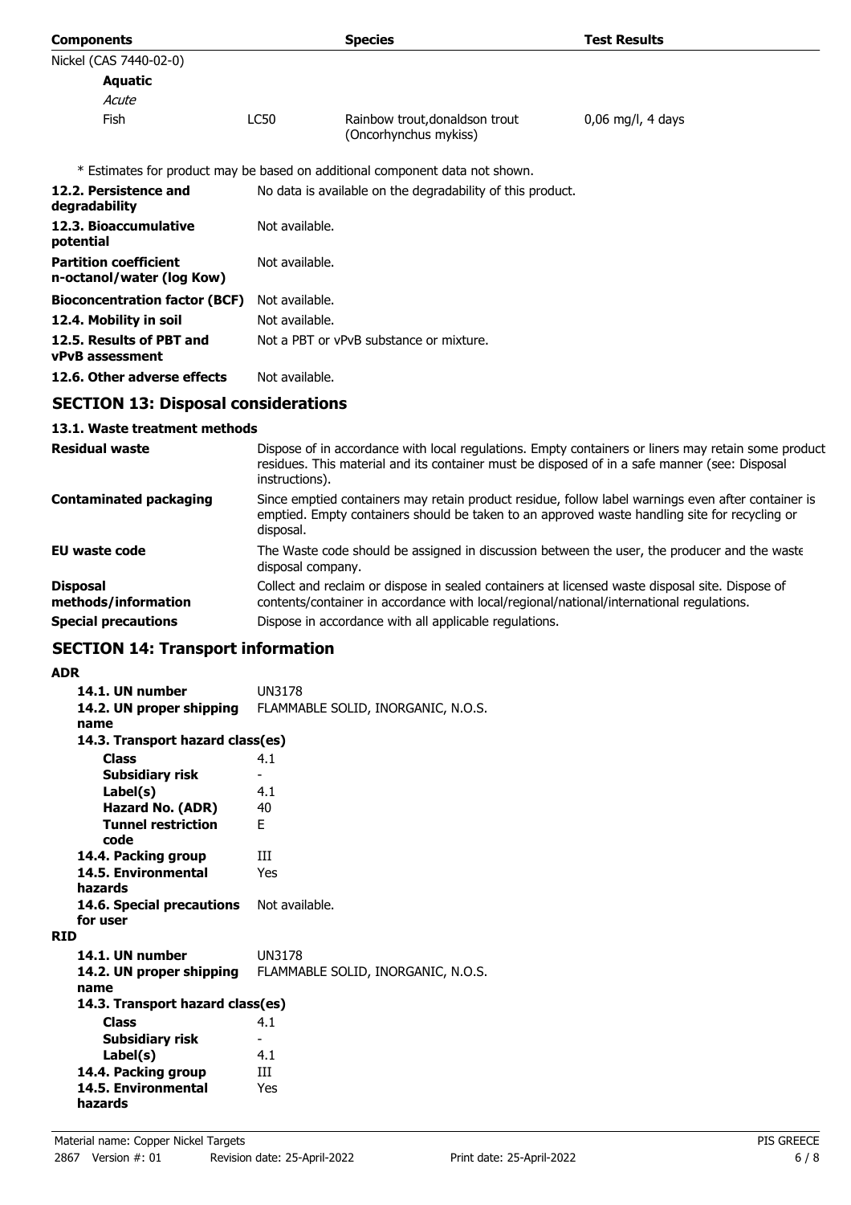| Components | | Species | Test Results |
|---|---|---|---|
| Nickel (CAS 7440-02-0) | | | |
| **Aquatic** | | | |
| *Acute* | | | |
| Fish | LC50 | Rainbow trout,donaldson trout (Oncorhynchus mykiss) | 0,06 mg/l, 4 days |

\* Estimates for product may be based on additional component data not shown.

| | |
|---|---|
| **12.2. Persistence and degradability** | No data is available on the degradability of this product. |
| **12.3. Bioaccumulative potential** | Not available. |
| **Partition coefficient n-octanol/water (log Kow)** | Not available. |
| **Bioconcentration factor (BCF)** | Not available. |
| **12.4. Mobility in soil** | Not available. |
| **12.5. Results of PBT and vPvB assessment** | Not a PBT or vPvB substance or mixture. |
| **12.6. Other adverse effects** | Not available. |

## SECTION 13: Disposal considerations

### 13.1. Waste treatment methods

| | |
|---|---|
| **Residual waste** | Dispose of in accordance with local regulations. Empty containers or liners may retain some product residues. This material and its container must be disposed of in a safe manner (see: Disposal instructions). |
| **Contaminated packaging** | Since emptied containers may retain product residue, follow label warnings even after container is emptied. Empty containers should be taken to an approved waste handling site for recycling or disposal. |
| **EU waste code** | The Waste code should be assigned in discussion between the user, the producer and the waste disposal company. |
| **Disposal methods/information** | Collect and reclaim or dispose in sealed containers at licensed waste disposal site. Dispose of contents/container in accordance with local/regional/national/international regulations. |
| **Special precautions** | Dispose in accordance with all applicable regulations. |

## SECTION 14: Transport information

**ADR**

| | |
|---|---|
| **14.1. UN number** | UN3178 |
| **14.2. UN proper shipping name** | FLAMMABLE SOLID, INORGANIC, N.O.S. |
| **14.3. Transport hazard class(es)** | |
| **Class** | 4.1 |
| **Subsidiary risk** | - |
| **Label(s)** | 4.1 |
| **Hazard No. (ADR)** | 40 |
| **Tunnel restriction code** | E |
| **14.4. Packing group** | III |
| **14.5. Environmental hazards** | Yes |
| **14.6. Special precautions for user** | Not available. |

**RID**

| | |
|---|---|
| **14.1. UN number** | UN3178 |
| **14.2. UN proper shipping name** | FLAMMABLE SOLID, INORGANIC, N.O.S. |
| **14.3. Transport hazard class(es)** | |
| **Class** | 4.1 |
| **Subsidiary risk** | - |
| **Label(s)** | 4.1 |
| **14.4. Packing group** | III |
| **14.5. Environmental hazards** | Yes |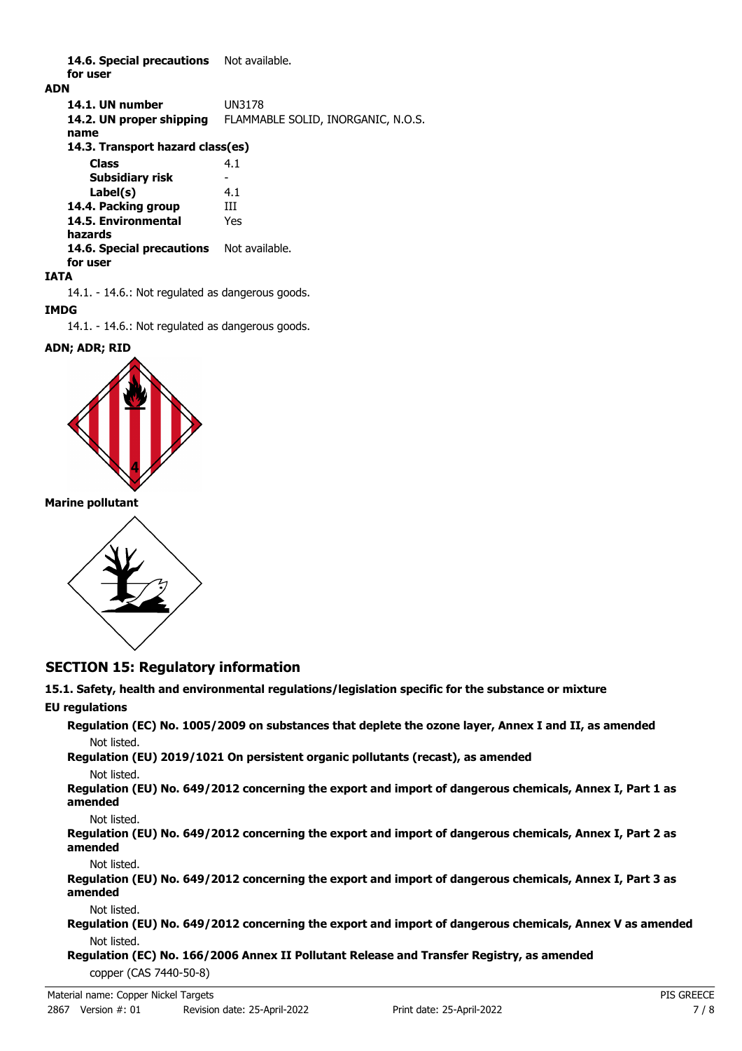**14.6. Special precautions for user** Not available.

**ADN**

| | |
|---|---|
| **14.1. UN number** | UN3178 |
| **14.2. UN proper shipping name** | FLAMMABLE SOLID, INORGANIC, N.O.S. |
| **14.3. Transport hazard class(es)** | |
| **Class** | 4.1 |
| **Subsidiary risk** | - |
| **Label(s)** | 4.1 |
| **14.4. Packing group** | III |
| **14.5. Environmental hazards** | Yes |
| **14.6. Special precautions for user** | Not available. |

**IATA**

14.1. - 14.6.: Not regulated as dangerous goods.

**IMDG**

14.1. - 14.6.: Not regulated as dangerous goods.

**ADN; ADR; RID**

**Marine pollutant**

## SECTION 15: Regulatory information

**15.1. Safety, health and environmental regulations/legislation specific for the substance or mixture**

**EU regulations**

**Regulation (EC) No. 1005/2009 on substances that deplete the ozone layer, Annex I and II, as amended**

Not listed.

**Regulation (EU) 2019/1021 On persistent organic pollutants (recast), as amended**

Not listed.

**Regulation (EU) No. 649/2012 concerning the export and import of dangerous chemicals, Annex I, Part 1 as amended**

Not listed.

**Regulation (EU) No. 649/2012 concerning the export and import of dangerous chemicals, Annex I, Part 2 as amended**

Not listed.

**Regulation (EU) No. 649/2012 concerning the export and import of dangerous chemicals, Annex I, Part 3 as amended**

Not listed.

**Regulation (EU) No. 649/2012 concerning the export and import of dangerous chemicals, Annex V as amended**

Not listed.

**Regulation (EC) No. 166/2006 Annex II Pollutant Release and Transfer Registry, as amended**

copper (CAS 7440-50-8)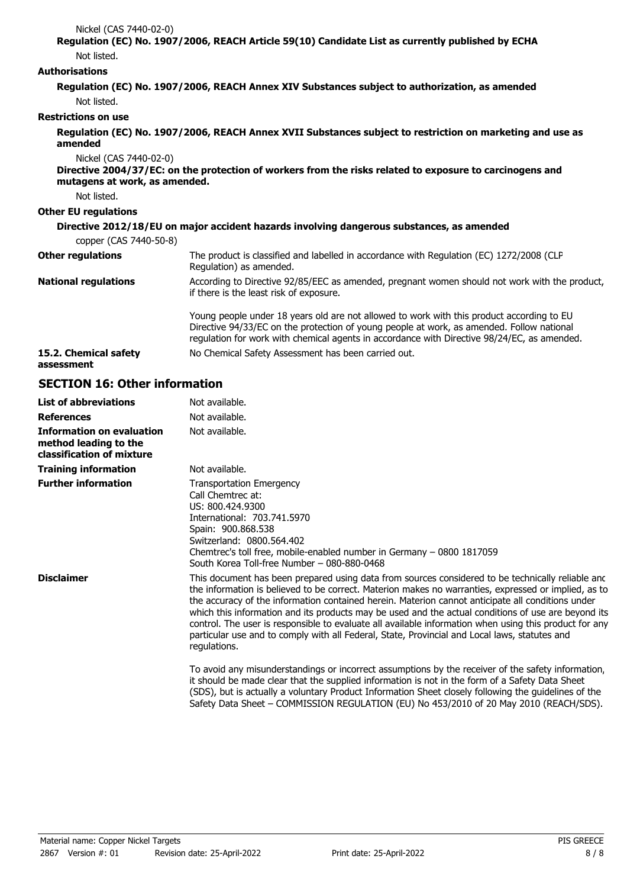Nickel (CAS 7440-02-0)

**Regulation (EC) No. 1907/2006, REACH Article 59(10) Candidate List as currently published by ECHA**

Not listed.

**Authorisations**

**Regulation (EC) No. 1907/2006, REACH Annex XIV Substances subject to authorization, as amended**

Not listed.

**Restrictions on use**

**Regulation (EC) No. 1907/2006, REACH Annex XVII Substances subject to restriction on marketing and use as amended**

Nickel (CAS 7440-02-0)

**Directive 2004/37/EC: on the protection of workers from the risks related to exposure to carcinogens and mutagens at work, as amended.**

Not listed.

**Other EU regulations**

**Directive 2012/18/EU on major accident hazards involving dangerous substances, as amended**

copper (CAS 7440-50-8)

**Other regulations** The product is classified and labelled in accordance with Regulation (EC) 1272/2008 (CLP Regulation) as amended.

**National regulations** According to Directive 92/85/EEC as amended, pregnant women should not work with the product, if there is the least risk of exposure.

Young people under 18 years old are not allowed to work with this product according to EU Directive 94/33/EC on the protection of young people at work, as amended. Follow national regulation for work with chemical agents in accordance with Directive 98/24/EC, as amended.

**15.2. Chemical safety assessment** No Chemical Safety Assessment has been carried out.

## SECTION 16: Other information

**List of abbreviations** Not available.

**References** Not available.

**Information on evaluation method leading to the classification of mixture** Not available.

**Training information** Not available.

**Further information**

Transportation Emergency
Call Chemtrec at:
US: 800.424.9300
International: 703.741.5970
Spain: 900.868.538
Switzerland: 0800.564.402
Chemtrec's toll free, mobile-enabled number in Germany – 0800 1817059
South Korea Toll-free Number – 080-880-0468

**Disclaimer** This document has been prepared using data from sources considered to be technically reliable and the information is believed to be correct. Materion makes no warranties, expressed or implied, as to the accuracy of the information contained herein. Materion cannot anticipate all conditions under which this information and its products may be used and the actual conditions of use are beyond its control. The user is responsible to evaluate all available information when using this product for any particular use and to comply with all Federal, State, Provincial and Local laws, statutes and regulations.

To avoid any misunderstandings or incorrect assumptions by the receiver of the safety information, it should be made clear that the supplied information is not in the form of a Safety Data Sheet (SDS), but is actually a voluntary Product Information Sheet closely following the guidelines of the Safety Data Sheet – COMMISSION REGULATION (EU) No 453/2010 of 20 May 2010 (REACH/SDS).